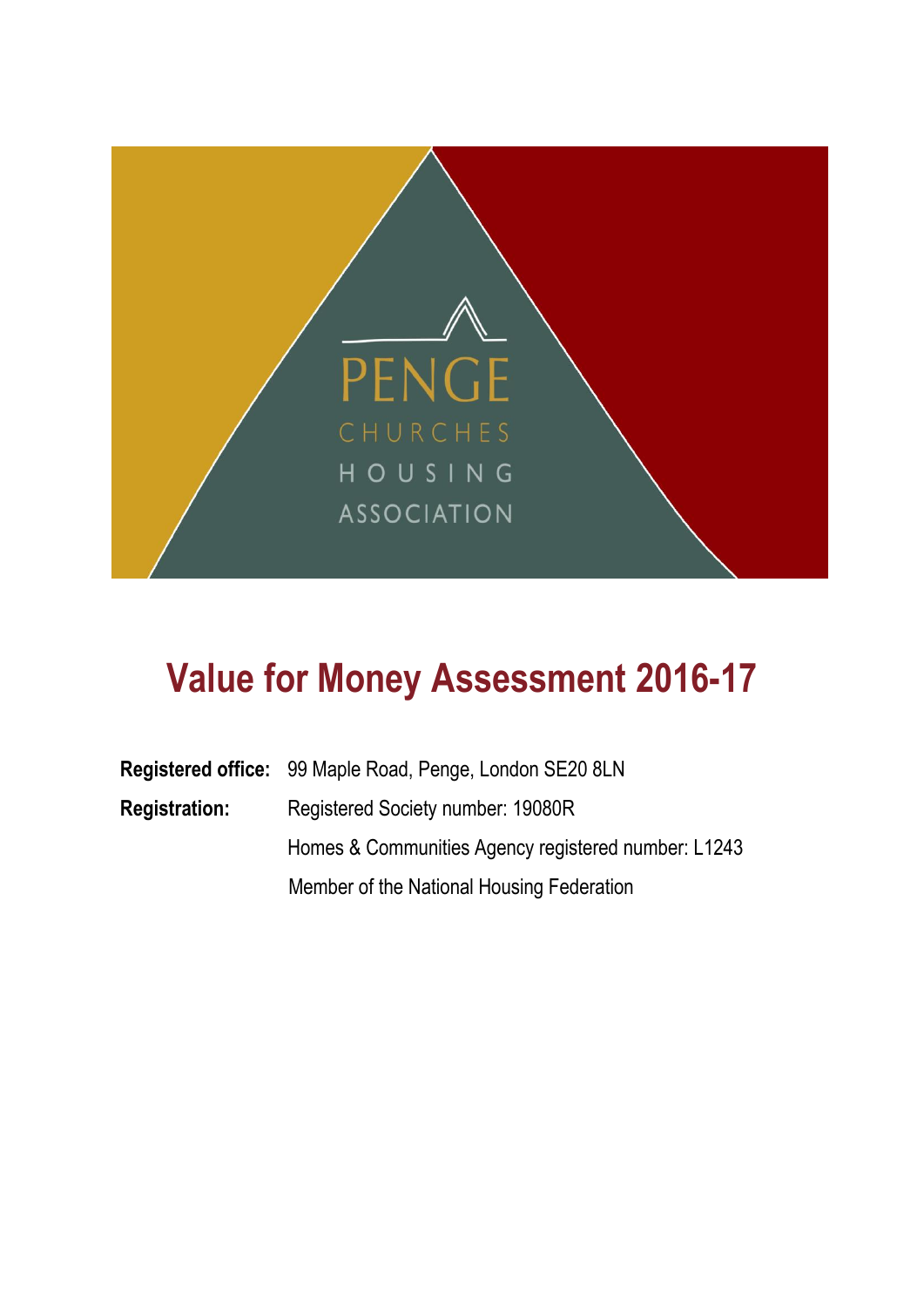PENGE CHURCHES HOUSING ASSOCIATION

# Value for Money Assessment 2016-17

**Registered office:** 99 Maple Road, Penge, London SE20 8LN

**Registration:** Registered Society number: 19080R

Homes & Communities Agency registered number: L1243

Member of the National Housing Federation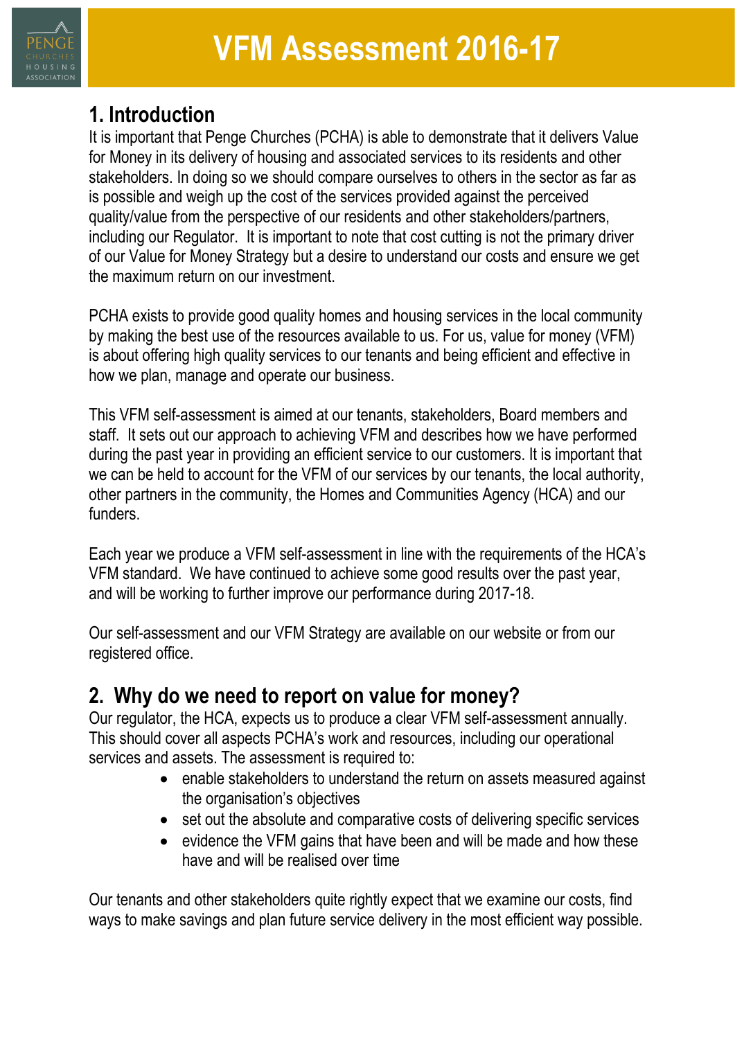# VFM Assessment 2016-17

## 1. Introduction

It is important that Penge Churches (PCHA) is able to demonstrate that it delivers Value for Money in its delivery of housing and associated services to its residents and other stakeholders. In doing so we should compare ourselves to others in the sector as far as is possible and weigh up the cost of the services provided against the perceived quality/value from the perspective of our residents and other stakeholders/partners, including our Regulator. It is important to note that cost cutting is not the primary driver of our Value for Money Strategy but a desire to understand our costs and ensure we get the maximum return on our investment.

PCHA exists to provide good quality homes and housing services in the local community by making the best use of the resources available to us. For us, value for money (VFM) is about offering high quality services to our tenants and being efficient and effective in how we plan, manage and operate our business.

This VFM self-assessment is aimed at our tenants, stakeholders, Board members and staff. It sets out our approach to achieving VFM and describes how we have performed during the past year in providing an efficient service to our customers. It is important that we can be held to account for the VFM of our services by our tenants, the local authority, other partners in the community, the Homes and Communities Agency (HCA) and our funders.

Each year we produce a VFM self-assessment in line with the requirements of the HCA's VFM standard. We have continued to achieve some good results over the past year, and will be working to further improve our performance during 2017-18.

Our self-assessment and our VFM Strategy are available on our website or from our registered office.

## 2. Why do we need to report on value for money?

Our regulator, the HCA, expects us to produce a clear VFM self-assessment annually. This should cover all aspects PCHA's work and resources, including our operational services and assets. The assessment is required to:

- enable stakeholders to understand the return on assets measured against the organisation's objectives
- set out the absolute and comparative costs of delivering specific services
- evidence the VFM gains that have been and will be made and how these have and will be realised over time

Our tenants and other stakeholders quite rightly expect that we examine our costs, find ways to make savings and plan future service delivery in the most efficient way possible.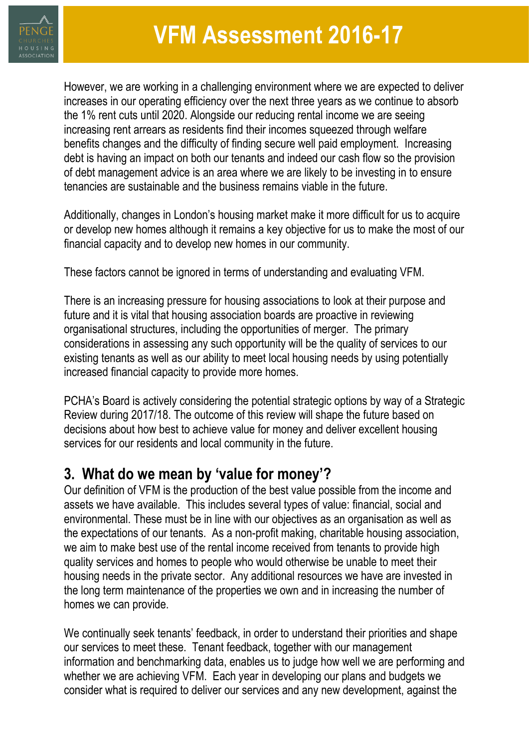However, we are working in a challenging environment where we are expected to deliver increases in our operating efficiency over the next three years as we continue to absorb the 1% rent cuts until 2020. Alongside our reducing rental income we are seeing increasing rent arrears as residents find their incomes squeezed through welfare benefits changes and the difficulty of finding secure well paid employment. Increasing debt is having an impact on both our tenants and indeed our cash flow so the provision of debt management advice is an area where we are likely to be investing in to ensure tenancies are sustainable and the business remains viable in the future.

Additionally, changes in London's housing market make it more difficult for us to acquire or develop new homes although it remains a key objective for us to make the most of our financial capacity and to develop new homes in our community.

These factors cannot be ignored in terms of understanding and evaluating VFM.

There is an increasing pressure for housing associations to look at their purpose and future and it is vital that housing association boards are proactive in reviewing organisational structures, including the opportunities of merger. The primary considerations in assessing any such opportunity will be the quality of services to our existing tenants as well as our ability to meet local housing needs by using potentially increased financial capacity to provide more homes.

PCHA's Board is actively considering the potential strategic options by way of a Strategic Review during 2017/18. The outcome of this review will shape the future based on decisions about how best to achieve value for money and deliver excellent housing services for our residents and local community in the future.

## 3. What do we mean by 'value for money'?

Our definition of VFM is the production of the best value possible from the income and assets we have available. This includes several types of value: financial, social and environmental. These must be in line with our objectives as an organisation as well as the expectations of our tenants. As a non-profit making, charitable housing association, we aim to make best use of the rental income received from tenants to provide high quality services and homes to people who would otherwise be unable to meet their housing needs in the private sector. Any additional resources we have are invested in the long term maintenance of the properties we own and in increasing the number of homes we can provide.

We continually seek tenants' feedback, in order to understand their priorities and shape our services to meet these. Tenant feedback, together with our management information and benchmarking data, enables us to judge how well we are performing and whether we are achieving VFM. Each year in developing our plans and budgets we consider what is required to deliver our services and any new development, against the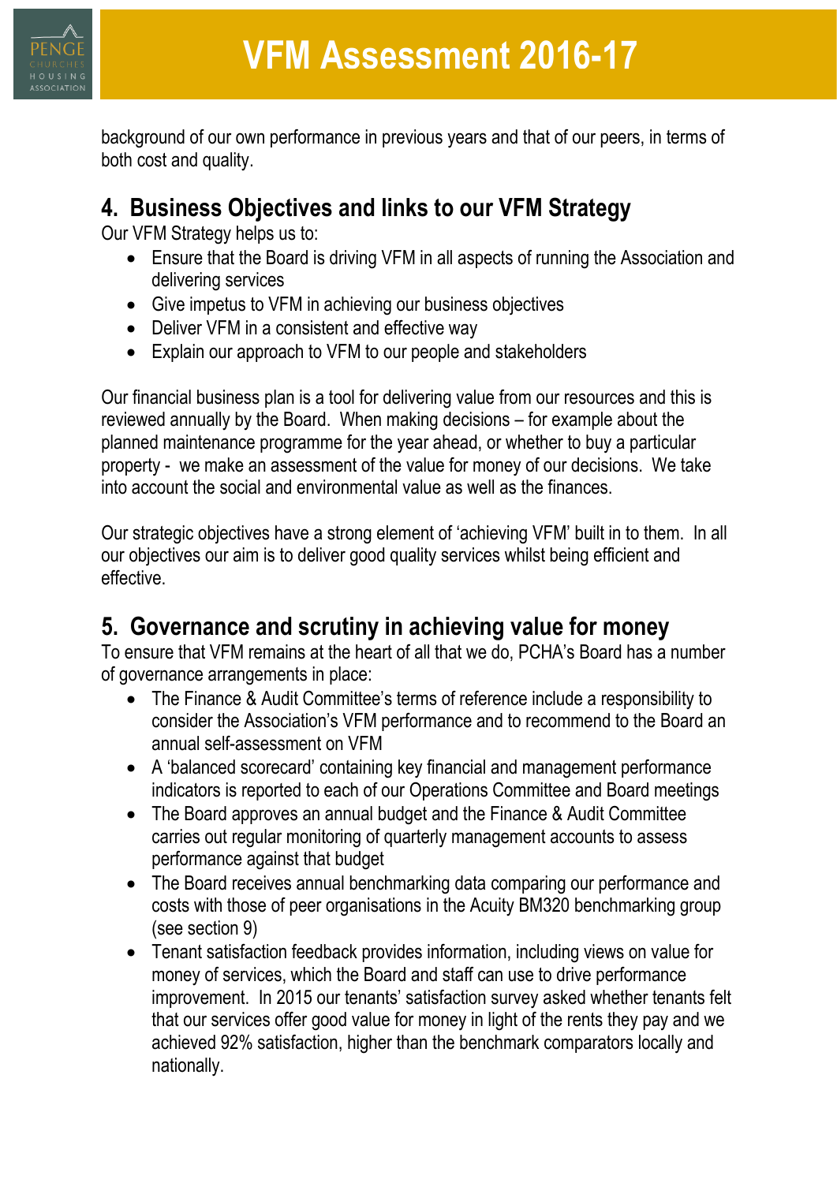background of our own performance in previous years and that of our peers, in terms of both cost and quality.

## 4. Business Objectives and links to our VFM Strategy

Our VFM Strategy helps us to:

- Ensure that the Board is driving VFM in all aspects of running the Association and delivering services
- Give impetus to VFM in achieving our business objectives
- Deliver VFM in a consistent and effective way
- Explain our approach to VFM to our people and stakeholders

Our financial business plan is a tool for delivering value from our resources and this is reviewed annually by the Board. When making decisions – for example about the planned maintenance programme for the year ahead, or whether to buy a particular property - we make an assessment of the value for money of our decisions. We take into account the social and environmental value as well as the finances.

Our strategic objectives have a strong element of 'achieving VFM' built in to them. In all our objectives our aim is to deliver good quality services whilst being efficient and effective.

## 5. Governance and scrutiny in achieving value for money

To ensure that VFM remains at the heart of all that we do, PCHA's Board has a number of governance arrangements in place:

- The Finance & Audit Committee's terms of reference include a responsibility to consider the Association's VFM performance and to recommend to the Board an annual self-assessment on VFM
- A 'balanced scorecard' containing key financial and management performance indicators is reported to each of our Operations Committee and Board meetings
- The Board approves an annual budget and the Finance & Audit Committee carries out regular monitoring of quarterly management accounts to assess performance against that budget
- The Board receives annual benchmarking data comparing our performance and costs with those of peer organisations in the Acuity BM320 benchmarking group (see section 9)
- Tenant satisfaction feedback provides information, including views on value for money of services, which the Board and staff can use to drive performance improvement. In 2015 our tenants' satisfaction survey asked whether tenants felt that our services offer good value for money in light of the rents they pay and we achieved 92% satisfaction, higher than the benchmark comparators locally and nationally.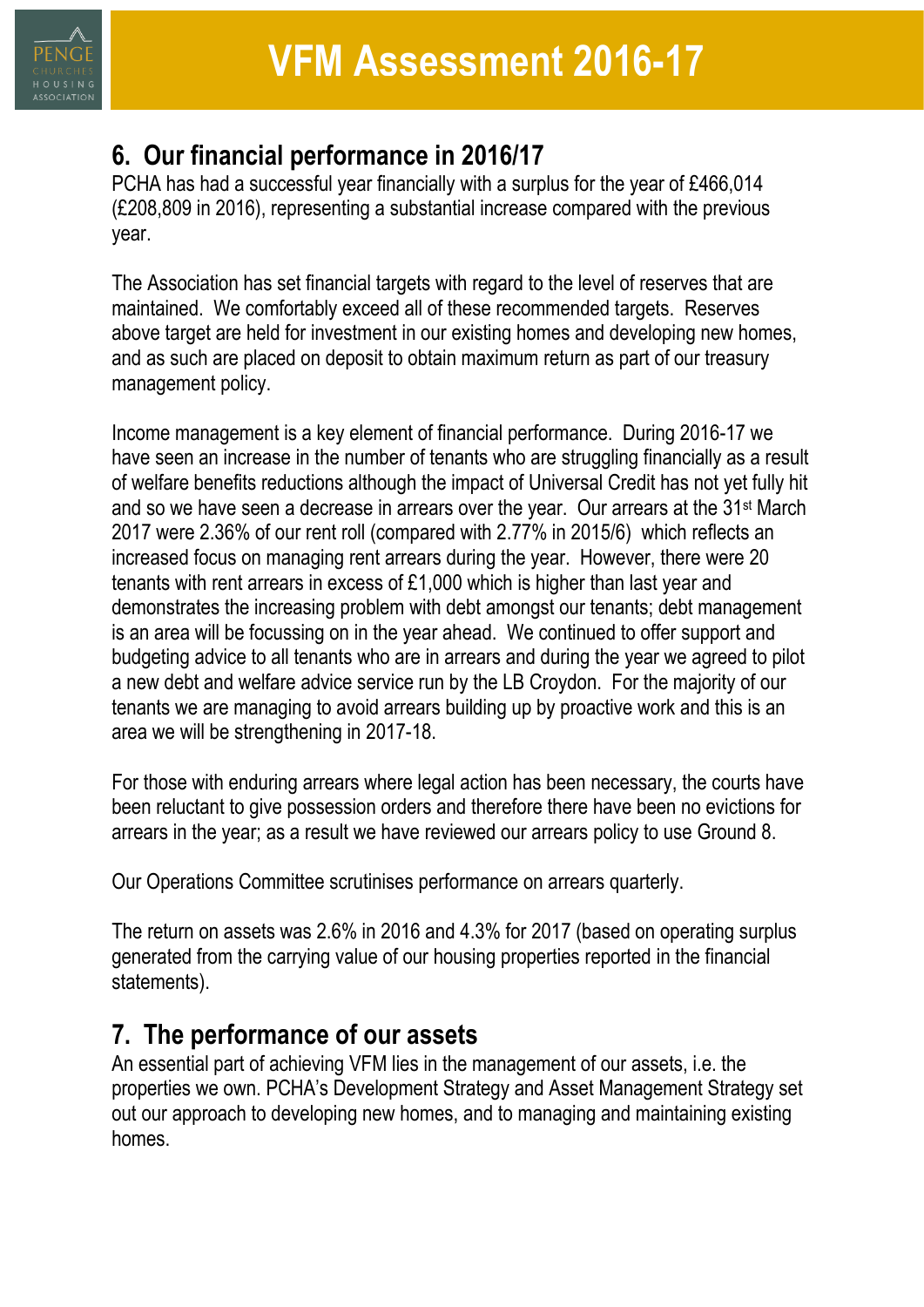## 6. Our financial performance in 2016/17

PCHA has had a successful year financially with a surplus for the year of £466,014 (£208,809 in 2016), representing a substantial increase compared with the previous year.

The Association has set financial targets with regard to the level of reserves that are maintained. We comfortably exceed all of these recommended targets. Reserves above target are held for investment in our existing homes and developing new homes, and as such are placed on deposit to obtain maximum return as part of our treasury management policy.

Income management is a key element of financial performance. During 2016-17 we have seen an increase in the number of tenants who are struggling financially as a result of welfare benefits reductions although the impact of Universal Credit has not yet fully hit and so we have seen a decrease in arrears over the year. Our arrears at the 31st March 2017 were 2.36% of our rent roll (compared with 2.77% in 2015/6) which reflects an increased focus on managing rent arrears during the year. However, there were 20 tenants with rent arrears in excess of £1,000 which is higher than last year and demonstrates the increasing problem with debt amongst our tenants; debt management is an area will be focussing on in the year ahead. We continued to offer support and budgeting advice to all tenants who are in arrears and during the year we agreed to pilot a new debt and welfare advice service run by the LB Croydon. For the majority of our tenants we are managing to avoid arrears building up by proactive work and this is an area we will be strengthening in 2017-18.

For those with enduring arrears where legal action has been necessary, the courts have been reluctant to give possession orders and therefore there have been no evictions for arrears in the year; as a result we have reviewed our arrears policy to use Ground 8.

Our Operations Committee scrutinises performance on arrears quarterly.

The return on assets was 2.6% in 2016 and 4.3% for 2017 (based on operating surplus generated from the carrying value of our housing properties reported in the financial statements).

## 7. The performance of our assets

An essential part of achieving VFM lies in the management of our assets, i.e. the properties we own. PCHA's Development Strategy and Asset Management Strategy set out our approach to developing new homes, and to managing and maintaining existing homes.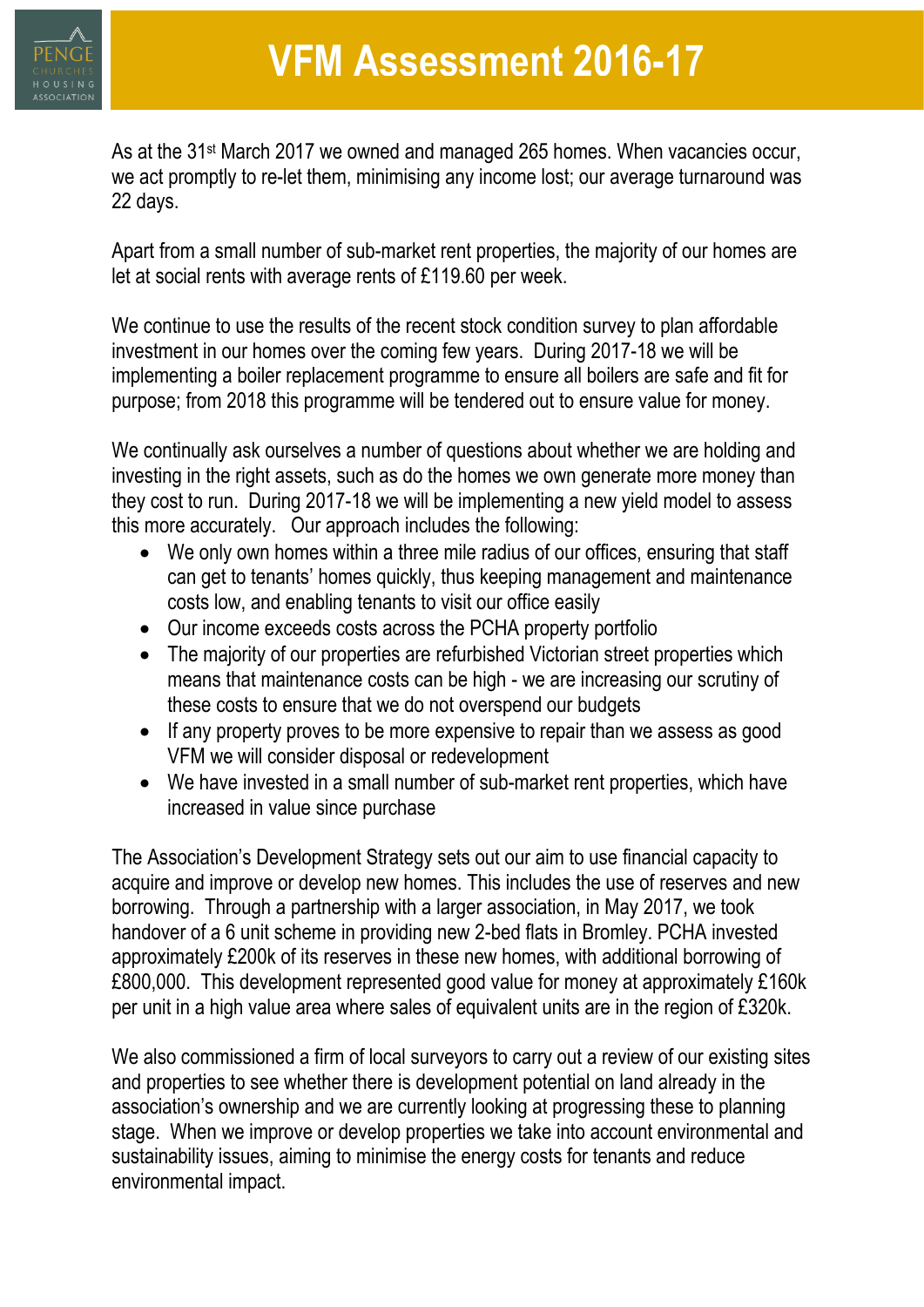# VFM Assessment 2016-17

As at the 31st March 2017 we owned and managed 265 homes. When vacancies occur, we act promptly to re-let them, minimising any income lost; our average turnaround was 22 days.

Apart from a small number of sub-market rent properties, the majority of our homes are let at social rents with average rents of £119.60 per week.

We continue to use the results of the recent stock condition survey to plan affordable investment in our homes over the coming few years. During 2017-18 we will be implementing a boiler replacement programme to ensure all boilers are safe and fit for purpose; from 2018 this programme will be tendered out to ensure value for money.

We continually ask ourselves a number of questions about whether we are holding and investing in the right assets, such as do the homes we own generate more money than they cost to run. During 2017-18 we will be implementing a new yield model to assess this more accurately. Our approach includes the following:

- We only own homes within a three mile radius of our offices, ensuring that staff can get to tenants' homes quickly, thus keeping management and maintenance costs low, and enabling tenants to visit our office easily
- Our income exceeds costs across the PCHA property portfolio
- The majority of our properties are refurbished Victorian street properties which means that maintenance costs can be high - we are increasing our scrutiny of these costs to ensure that we do not overspend our budgets
- If any property proves to be more expensive to repair than we assess as good VFM we will consider disposal or redevelopment
- We have invested in a small number of sub-market rent properties, which have increased in value since purchase

The Association's Development Strategy sets out our aim to use financial capacity to acquire and improve or develop new homes. This includes the use of reserves and new borrowing. Through a partnership with a larger association, in May 2017, we took handover of a 6 unit scheme in providing new 2-bed flats in Bromley. PCHA invested approximately £200k of its reserves in these new homes, with additional borrowing of £800,000. This development represented good value for money at approximately £160k per unit in a high value area where sales of equivalent units are in the region of £320k.

We also commissioned a firm of local surveyors to carry out a review of our existing sites and properties to see whether there is development potential on land already in the association's ownership and we are currently looking at progressing these to planning stage. When we improve or develop properties we take into account environmental and sustainability issues, aiming to minimise the energy costs for tenants and reduce environmental impact.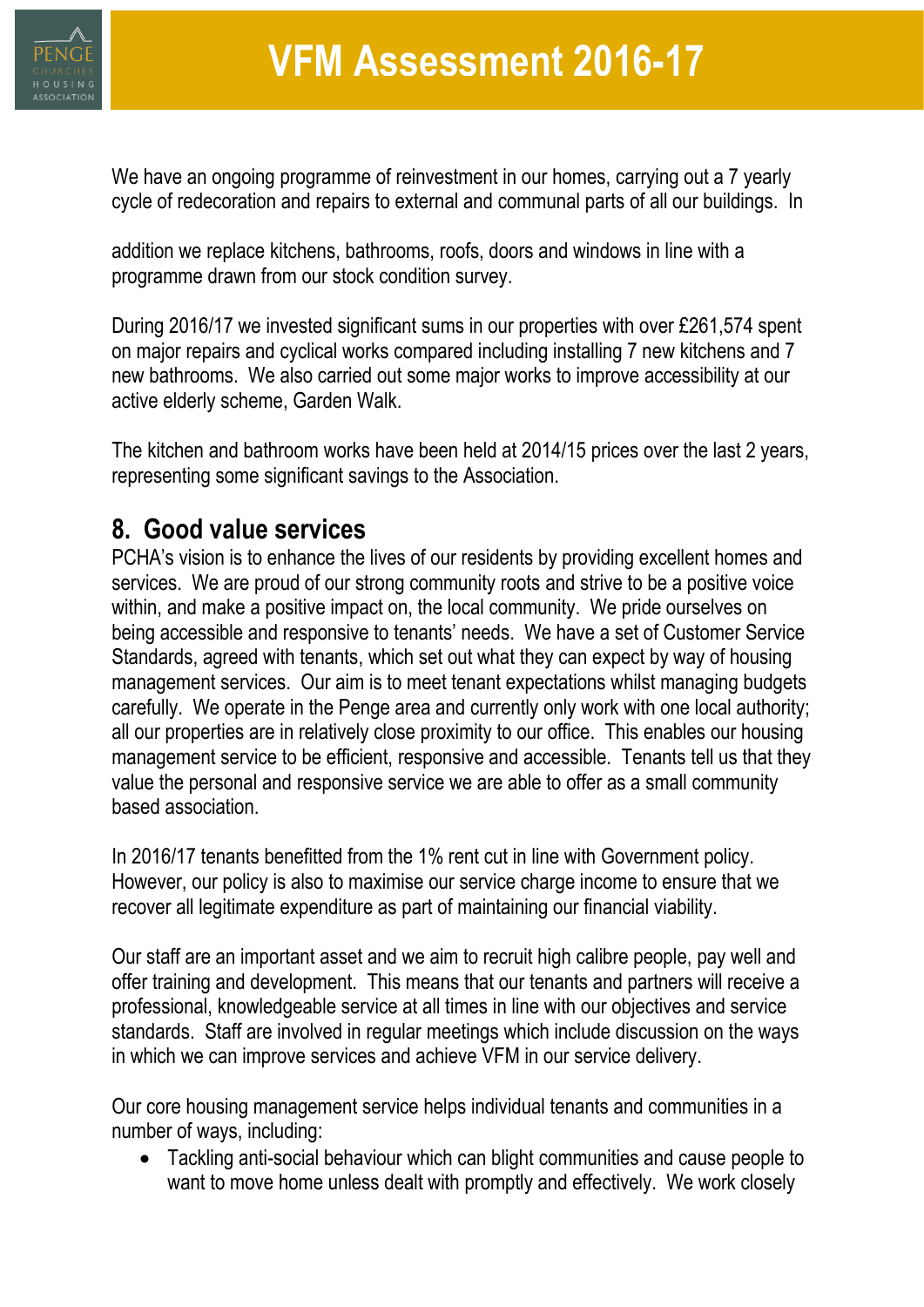We have an ongoing programme of reinvestment in our homes, carrying out a 7 yearly cycle of redecoration and repairs to external and communal parts of all our buildings. In

addition we replace kitchens, bathrooms, roofs, doors and windows in line with a programme drawn from our stock condition survey.

During 2016/17 we invested significant sums in our properties with over £261,574 spent on major repairs and cyclical works compared including installing 7 new kitchens and 7 new bathrooms. We also carried out some major works to improve accessibility at our active elderly scheme, Garden Walk.

The kitchen and bathroom works have been held at 2014/15 prices over the last 2 years, representing some significant savings to the Association.

## 8. Good value services

PCHA's vision is to enhance the lives of our residents by providing excellent homes and services. We are proud of our strong community roots and strive to be a positive voice within, and make a positive impact on, the local community. We pride ourselves on being accessible and responsive to tenants' needs. We have a set of Customer Service Standards, agreed with tenants, which set out what they can expect by way of housing management services. Our aim is to meet tenant expectations whilst managing budgets carefully. We operate in the Penge area and currently only work with one local authority; all our properties are in relatively close proximity to our office. This enables our housing management service to be efficient, responsive and accessible. Tenants tell us that they value the personal and responsive service we are able to offer as a small community based association.

In 2016/17 tenants benefitted from the 1% rent cut in line with Government policy. However, our policy is also to maximise our service charge income to ensure that we recover all legitimate expenditure as part of maintaining our financial viability.

Our staff are an important asset and we aim to recruit high calibre people, pay well and offer training and development. This means that our tenants and partners will receive a professional, knowledgeable service at all times in line with our objectives and service standards. Staff are involved in regular meetings which include discussion on the ways in which we can improve services and achieve VFM in our service delivery.

Our core housing management service helps individual tenants and communities in a number of ways, including:

- Tackling anti-social behaviour which can blight communities and cause people to want to move home unless dealt with promptly and effectively. We work closely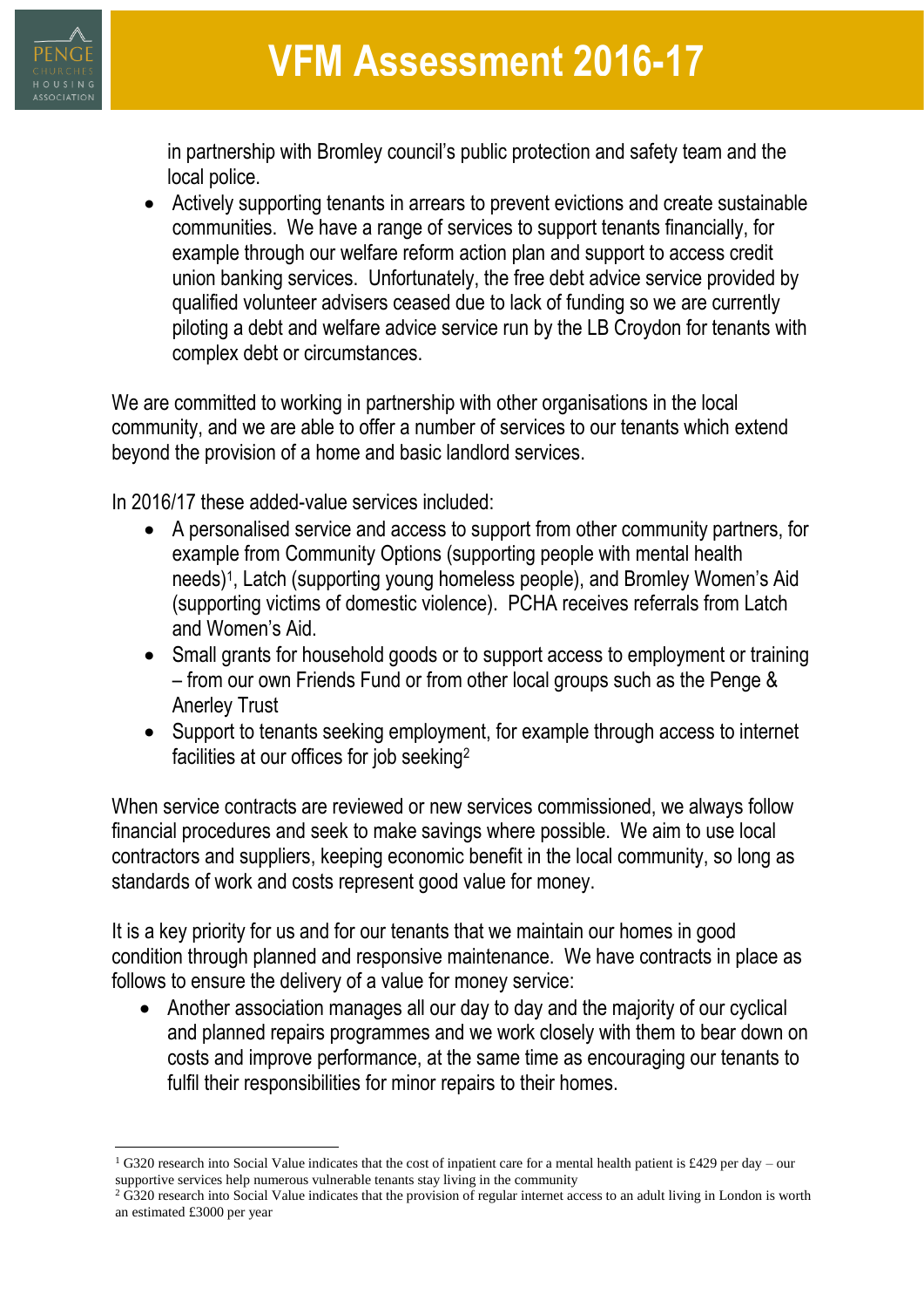in partnership with Bromley council's public protection and safety team and the local police.

- Actively supporting tenants in arrears to prevent evictions and create sustainable communities. We have a range of services to support tenants financially, for example through our welfare reform action plan and support to access credit union banking services. Unfortunately, the free debt advice service provided by qualified volunteer advisers ceased due to lack of funding so we are currently piloting a debt and welfare advice service run by the LB Croydon for tenants with complex debt or circumstances.

We are committed to working in partnership with other organisations in the local community, and we are able to offer a number of services to our tenants which extend beyond the provision of a home and basic landlord services.

In 2016/17 these added-value services included:

- A personalised service and access to support from other community partners, for example from Community Options (supporting people with mental health needs)[1], Latch (supporting young homeless people), and Bromley Women's Aid (supporting victims of domestic violence). PCHA receives referrals from Latch and Women's Aid.
- Small grants for household goods or to support access to employment or training – from our own Friends Fund or from other local groups such as the Penge & Anerley Trust
- Support to tenants seeking employment, for example through access to internet facilities at our offices for job seeking[2]

When service contracts are reviewed or new services commissioned, we always follow financial procedures and seek to make savings where possible. We aim to use local contractors and suppliers, keeping economic benefit in the local community, so long as standards of work and costs represent good value for money.

It is a key priority for us and for our tenants that we maintain our homes in good condition through planned and responsive maintenance. We have contracts in place as follows to ensure the delivery of a value for money service:

- Another association manages all our day to day and the majority of our cyclical and planned repairs programmes and we work closely with them to bear down on costs and improve performance, at the same time as encouraging our tenants to fulfil their responsibilities for minor repairs to their homes.

---

[1] G320 research into Social Value indicates that the cost of inpatient care for a mental health patient is £429 per day – our supportive services help numerous vulnerable tenants stay living in the community

[2] G320 research into Social Value indicates that the provision of regular internet access to an adult living in London is worth an estimated £3000 per year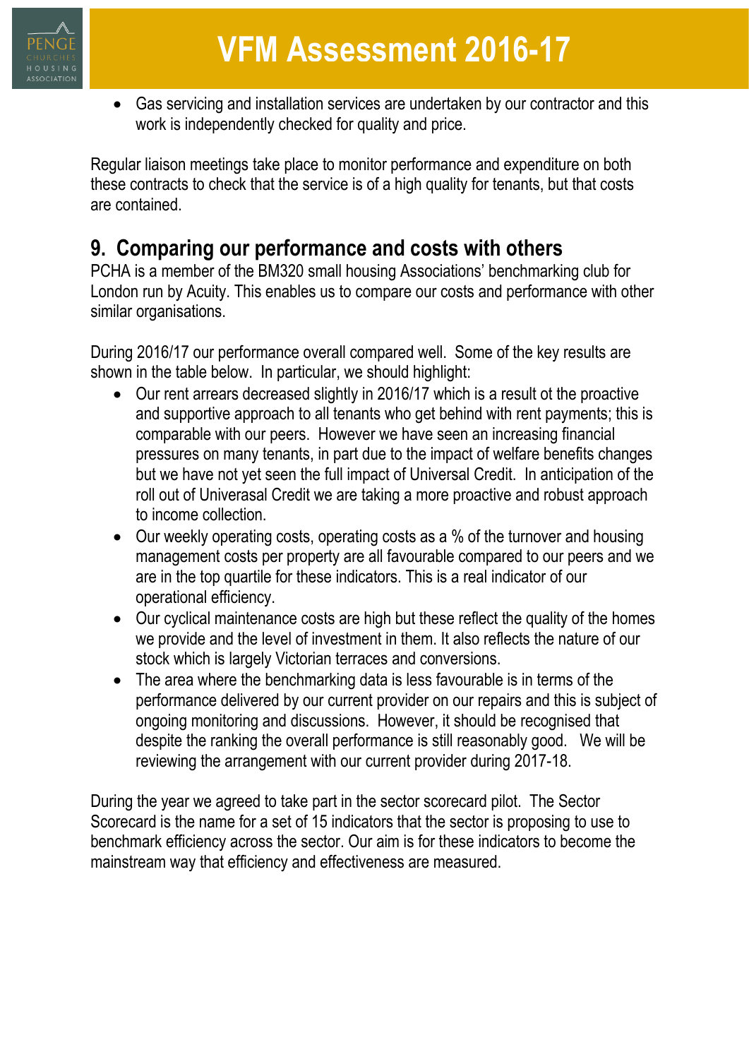- Gas servicing and installation services are undertaken by our contractor and this work is independently checked for quality and price.

Regular liaison meetings take place to monitor performance and expenditure on both these contracts to check that the service is of a high quality for tenants, but that costs are contained.

## 9. Comparing our performance and costs with others

PCHA is a member of the BM320 small housing Associations' benchmarking club for London run by Acuity. This enables us to compare our costs and performance with other similar organisations.

During 2016/17 our performance overall compared well. Some of the key results are shown in the table below. In particular, we should highlight:

- Our rent arrears decreased slightly in 2016/17 which is a result ot the proactive and supportive approach to all tenants who get behind with rent payments; this is comparable with our peers. However we have seen an increasing financial pressures on many tenants, in part due to the impact of welfare benefits changes but we have not yet seen the full impact of Universal Credit. In anticipation of the roll out of Univerasal Credit we are taking a more proactive and robust approach to income collection.
- Our weekly operating costs, operating costs as a % of the turnover and housing management costs per property are all favourable compared to our peers and we are in the top quartile for these indicators. This is a real indicator of our operational efficiency.
- Our cyclical maintenance costs are high but these reflect the quality of the homes we provide and the level of investment in them. It also reflects the nature of our stock which is largely Victorian terraces and conversions.
- The area where the benchmarking data is less favourable is in terms of the performance delivered by our current provider on our repairs and this is subject of ongoing monitoring and discussions. However, it should be recognised that despite the ranking the overall performance is still reasonably good. We will be reviewing the arrangement with our current provider during 2017-18.

During the year we agreed to take part in the sector scorecard pilot. The Sector Scorecard is the name for a set of 15 indicators that the sector is proposing to use to benchmark efficiency across the sector. Our aim is for these indicators to become the mainstream way that efficiency and effectiveness are measured.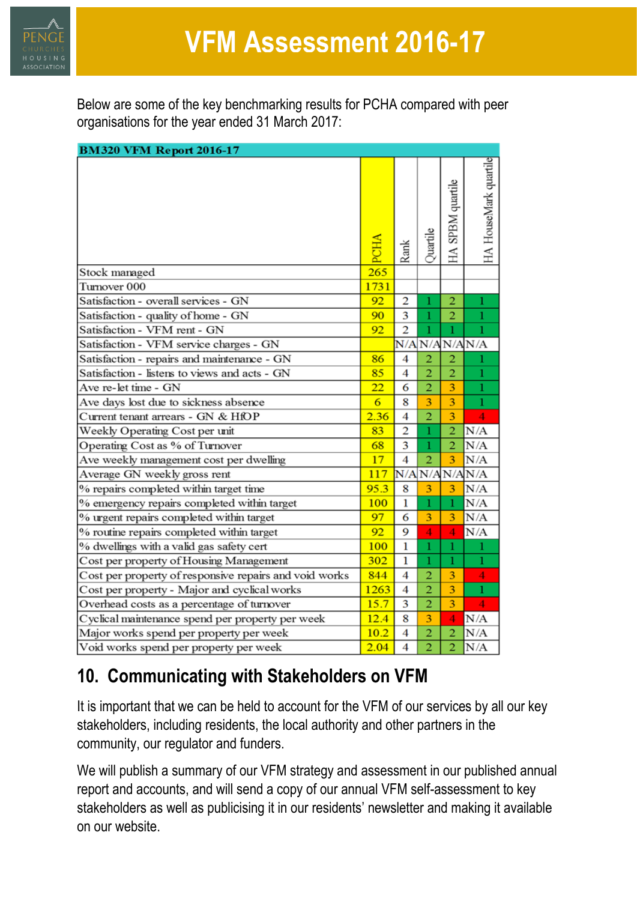# VFM Assessment 2016-17

Below are some of the key benchmarking results for PCHA compared with peer organisations for the year ended 31 March 2017:

**BM320 VFM Report 2016-17**

| | PCHA | Rank | Quartile | HA SPBM quartile | HA HouseMark quartile |
|---|---|---|---|---|---|
| Stock managed | 265 | | | | |
| Turnover 000 | 1731 | | | | |
| Satisfaction - overall services - GN | 92 | 2 | 1 | 2 | 1 |
| Satisfaction - quality of home - GN | 90 | 3 | 1 | 2 | 1 |
| Satisfaction - VFM rent - GN | 92 | 2 | 1 | 1 | 1 |
| Satisfaction - VFM service charges - GN | | N/A | N/A | N/A | N/A |
| Satisfaction - repairs and maintenance - GN | 86 | 4 | 2 | 2 | 1 |
| Satisfaction - listens to views and acts - GN | 85 | 4 | 2 | 2 | 1 |
| Ave re-let time - GN | 22 | 6 | 2 | 3 | 1 |
| Ave days lost due to sickness absence | 6 | 8 | 3 | 3 | 1 |
| Current tenant arrears - GN & HfOP | 2.36 | 4 | 2 | 3 | 4 |
| Weekly Operating Cost per unit | 83 | 2 | 1 | 2 | N/A |
| Operating Cost as % of Turnover | 68 | 3 | 1 | 2 | N/A |
| Ave weekly management cost per dwelling | 17 | 4 | 2 | 3 | N/A |
| Average GN weekly gross rent | 117 | N/A | N/A | N/A | N/A |
| % repairs completed within target time | 95.3 | 8 | 3 | 3 | N/A |
| % emergency repairs completed within target | 100 | 1 | 1 | 1 | N/A |
| % urgent repairs completed within target | 97 | 6 | 3 | 3 | N/A |
| % routine repairs completed within target | 92 | 9 | 4 | 4 | N/A |
| % dwellings with a valid gas safety cert | 100 | 1 | 1 | 1 | 1 |
| Cost per property of Housing Management | 302 | 1 | 1 | 1 | 1 |
| Cost per property of responsive repairs and void works | 844 | 4 | 2 | 3 | 4 |
| Cost per property - Major and cyclical works | 1263 | 4 | 2 | 3 | 1 |
| Overhead costs as a percentage of turnover | 15.7 | 3 | 2 | 3 | 4 |
| Cyclical maintenance spend per property per week | 12.4 | 8 | 3 | 4 | N/A |
| Major works spend per property per week | 10.2 | 4 | 2 | 2 | N/A |
| Void works spend per property per week | 2.04 | 4 | 2 | 2 | N/A |

## 10. Communicating with Stakeholders on VFM

It is important that we can be held to account for the VFM of our services by all our key stakeholders, including residents, the local authority and other partners in the community, our regulator and funders.

We will publish a summary of our VFM strategy and assessment in our published annual report and accounts, and will send a copy of our annual VFM self-assessment to key stakeholders as well as publicising it in our residents' newsletter and making it available on our website.